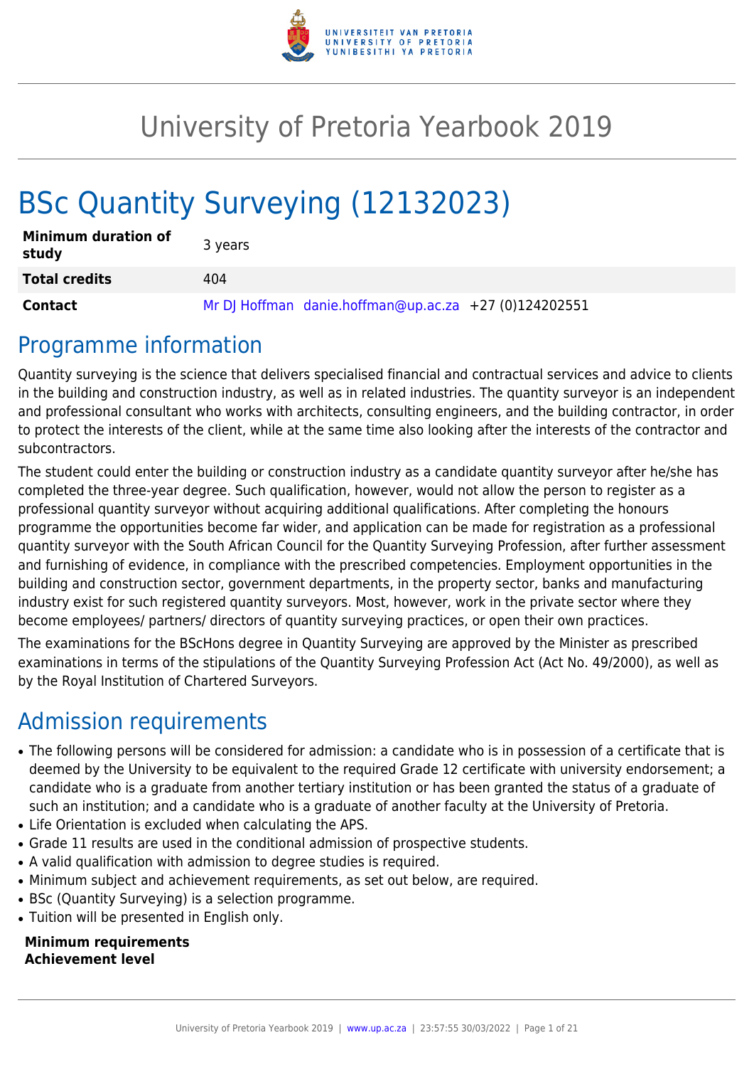# University of Pretoria Yearbook 2019

# BSc Quantity Surveying (12132023)

| | |
|---|---|
| **Minimum duration of study** | 3 years |
| **Total credits** | 404 |
| **Contact** | Mr DJ Hoffman danie.hoffman@up.ac.za +27 (0)124202551 |

## Programme information

Quantity surveying is the science that delivers specialised financial and contractual services and advice to clients in the building and construction industry, as well as in related industries. The quantity surveyor is an independent and professional consultant who works with architects, consulting engineers, and the building contractor, in order to protect the interests of the client, while at the same time also looking after the interests of the contractor and subcontractors.

The student could enter the building or construction industry as a candidate quantity surveyor after he/she has completed the three-year degree. Such qualification, however, would not allow the person to register as a professional quantity surveyor without acquiring additional qualifications. After completing the honours programme the opportunities become far wider, and application can be made for registration as a professional quantity surveyor with the South African Council for the Quantity Surveying Profession, after further assessment and furnishing of evidence, in compliance with the prescribed competencies. Employment opportunities in the building and construction sector, government departments, in the property sector, banks and manufacturing industry exist for such registered quantity surveyors. Most, however, work in the private sector where they become employees/ partners/ directors of quantity surveying practices, or open their own practices.

The examinations for the BScHons degree in Quantity Surveying are approved by the Minister as prescribed examinations in terms of the stipulations of the Quantity Surveying Profession Act (Act No. 49/2000), as well as by the Royal Institution of Chartered Surveyors.

## Admission requirements

- The following persons will be considered for admission: a candidate who is in possession of a certificate that is deemed by the University to be equivalent to the required Grade 12 certificate with university endorsement; a candidate who is a graduate from another tertiary institution or has been granted the status of a graduate of such an institution; and a candidate who is a graduate of another faculty at the University of Pretoria.
- Life Orientation is excluded when calculating the APS.
- Grade 11 results are used in the conditional admission of prospective students.
- A valid qualification with admission to degree studies is required.
- Minimum subject and achievement requirements, as set out below, are required.
- BSc (Quantity Surveying) is a selection programme.
- Tuition will be presented in English only.

**Minimum requirements**
**Achievement level**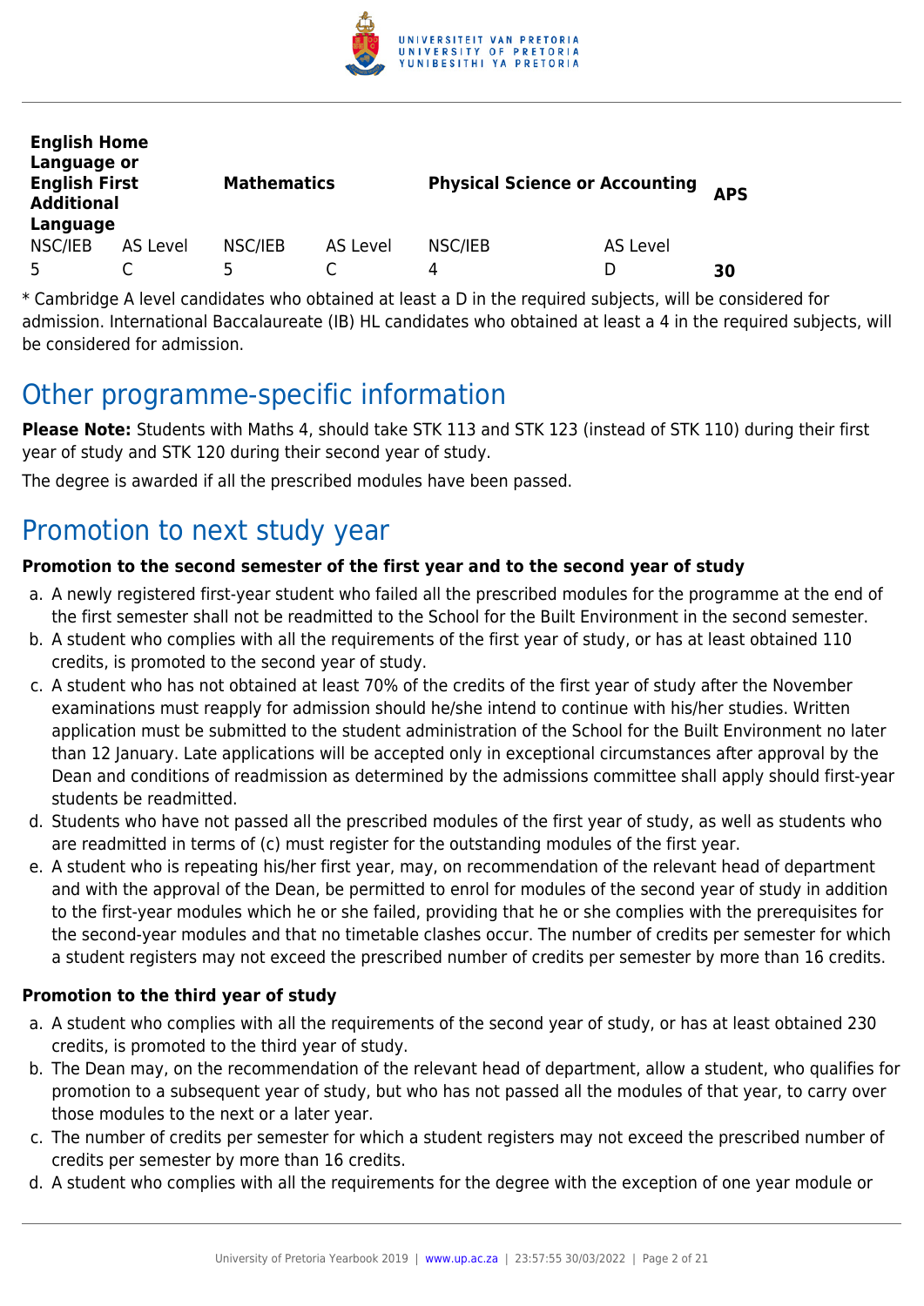| English Home Language or English First Additional Language | | Mathematics | | Physical Science or Accounting | | APS |
|---|---|---|---|---|---|---|
| NSC/IEB | AS Level | NSC/IEB | AS Level | NSC/IEB | AS Level | |
| 5 | C | 5 | C | 4 | D | **30** |

* Cambridge A level candidates who obtained at least a D in the required subjects, will be considered for admission. International Baccalaureate (IB) HL candidates who obtained at least a 4 in the required subjects, will be considered for admission.

## Other programme-specific information

**Please Note:** Students with Maths 4, should take STK 113 and STK 123 (instead of STK 110) during their first year of study and STK 120 during their second year of study.

The degree is awarded if all the prescribed modules have been passed.

## Promotion to next study year

**Promotion to the second semester of the first year and to the second year of study**

a. A newly registered first-year student who failed all the prescribed modules for the programme at the end of the first semester shall not be readmitted to the School for the Built Environment in the second semester.
b. A student who complies with all the requirements of the first year of study, or has at least obtained 110 credits, is promoted to the second year of study.
c. A student who has not obtained at least 70% of the credits of the first year of study after the November examinations must reapply for admission should he/she intend to continue with his/her studies. Written application must be submitted to the student administration of the School for the Built Environment no later than 12 January. Late applications will be accepted only in exceptional circumstances after approval by the Dean and conditions of readmission as determined by the admissions committee shall apply should first-year students be readmitted.
d. Students who have not passed all the prescribed modules of the first year of study, as well as students who are readmitted in terms of (c) must register for the outstanding modules of the first year.
e. A student who is repeating his/her first year, may, on recommendation of the relevant head of department and with the approval of the Dean, be permitted to enrol for modules of the second year of study in addition to the first-year modules which he or she failed, providing that he or she complies with the prerequisites for the second-year modules and that no timetable clashes occur. The number of credits per semester for which a student registers may not exceed the prescribed number of credits per semester by more than 16 credits.

**Promotion to the third year of study**

a. A student who complies with all the requirements of the second year of study, or has at least obtained 230 credits, is promoted to the third year of study.
b. The Dean may, on the recommendation of the relevant head of department, allow a student, who qualifies for promotion to a subsequent year of study, but who has not passed all the modules of that year, to carry over those modules to the next or a later year.
c. The number of credits per semester for which a student registers may not exceed the prescribed number of credits per semester by more than 16 credits.
d. A student who complies with all the requirements for the degree with the exception of one year module or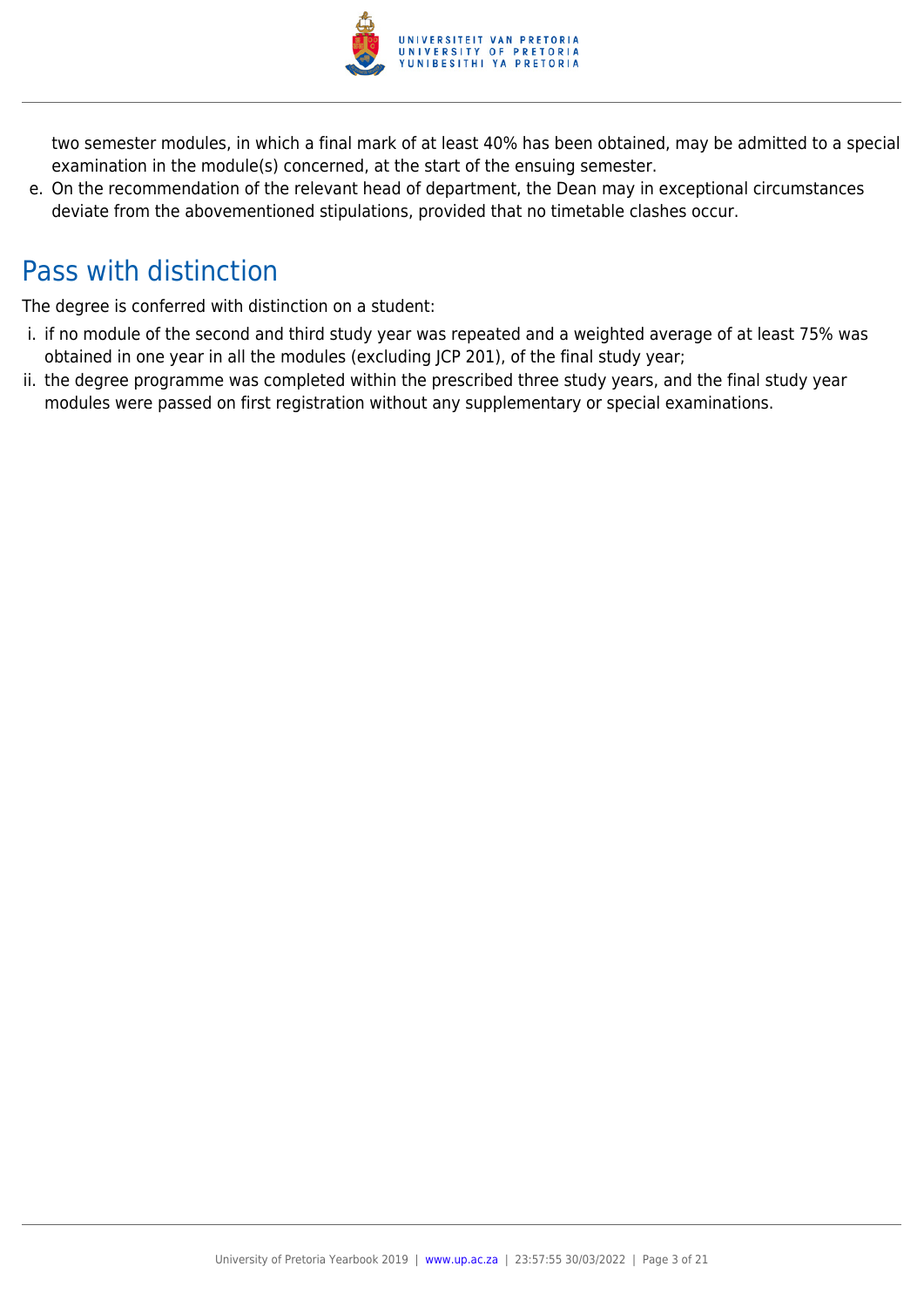two semester modules, in which a final mark of at least 40% has been obtained, may be admitted to a special examination in the module(s) concerned, at the start of the ensuing semester.

e. On the recommendation of the relevant head of department, the Dean may in exceptional circumstances deviate from the abovementioned stipulations, provided that no timetable clashes occur.

## Pass with distinction

The degree is conferred with distinction on a student:

i. if no module of the second and third study year was repeated and a weighted average of at least 75% was obtained in one year in all the modules (excluding JCP 201), of the final study year;

ii. the degree programme was completed within the prescribed three study years, and the final study year modules were passed on first registration without any supplementary or special examinations.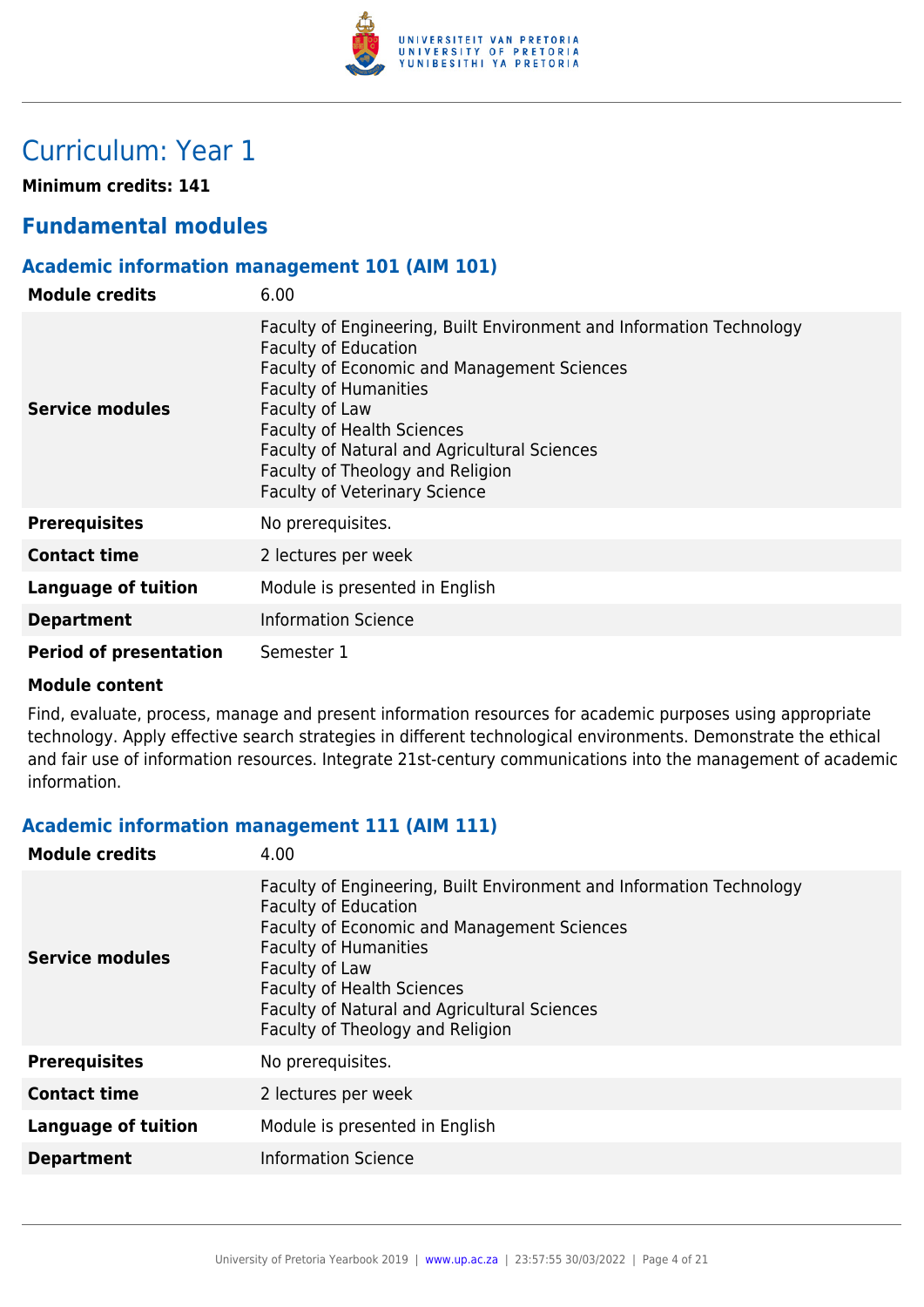# Curriculum: Year 1

**Minimum credits: 141**

## Fundamental modules

### Academic information management 101 (AIM 101)

| | |
|---|---|
| **Module credits** | 6.00 |
| **Service modules** | Faculty of Engineering, Built Environment and Information Technology<br>Faculty of Education<br>Faculty of Economic and Management Sciences<br>Faculty of Humanities<br>Faculty of Law<br>Faculty of Health Sciences<br>Faculty of Natural and Agricultural Sciences<br>Faculty of Theology and Religion<br>Faculty of Veterinary Science |
| **Prerequisites** | No prerequisites. |
| **Contact time** | 2 lectures per week |
| **Language of tuition** | Module is presented in English |
| **Department** | Information Science |
| **Period of presentation** | Semester 1 |

**Module content**

Find, evaluate, process, manage and present information resources for academic purposes using appropriate technology. Apply effective search strategies in different technological environments. Demonstrate the ethical and fair use of information resources. Integrate 21st-century communications into the management of academic information.

### Academic information management 111 (AIM 111)

| | |
|---|---|
| **Module credits** | 4.00 |
| **Service modules** | Faculty of Engineering, Built Environment and Information Technology<br>Faculty of Education<br>Faculty of Economic and Management Sciences<br>Faculty of Humanities<br>Faculty of Law<br>Faculty of Health Sciences<br>Faculty of Natural and Agricultural Sciences<br>Faculty of Theology and Religion |
| **Prerequisites** | No prerequisites. |
| **Contact time** | 2 lectures per week |
| **Language of tuition** | Module is presented in English |
| **Department** | Information Science |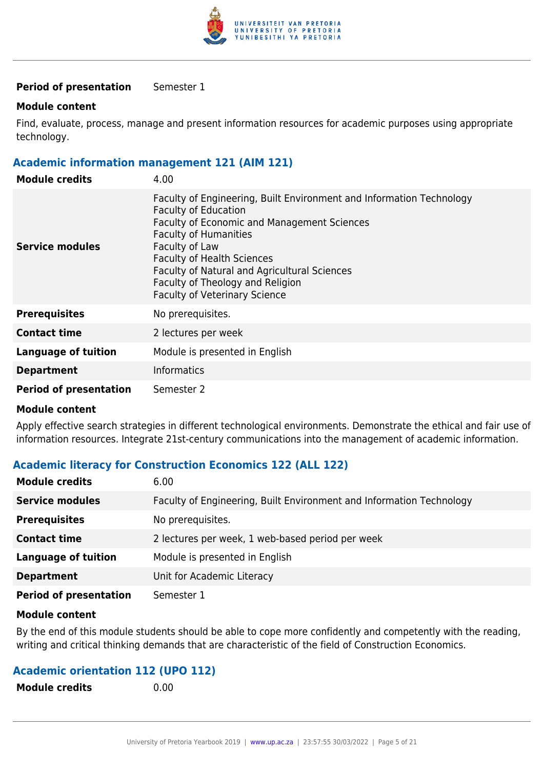| | |
|---|---|
| **Period of presentation** | Semester 1 |

**Module content**

Find, evaluate, process, manage and present information resources for academic purposes using appropriate technology.

### Academic information management 121 (AIM 121)

| | |
|---|---|
| **Module credits** | 4.00 |
| **Service modules** | Faculty of Engineering, Built Environment and Information Technology<br>Faculty of Education<br>Faculty of Economic and Management Sciences<br>Faculty of Humanities<br>Faculty of Law<br>Faculty of Health Sciences<br>Faculty of Natural and Agricultural Sciences<br>Faculty of Theology and Religion<br>Faculty of Veterinary Science |
| **Prerequisites** | No prerequisites. |
| **Contact time** | 2 lectures per week |
| **Language of tuition** | Module is presented in English |
| **Department** | Informatics |
| **Period of presentation** | Semester 2 |

**Module content**

Apply effective search strategies in different technological environments. Demonstrate the ethical and fair use of information resources. Integrate 21st-century communications into the management of academic information.

### Academic literacy for Construction Economics 122 (ALL 122)

| | |
|---|---|
| **Module credits** | 6.00 |
| **Service modules** | Faculty of Engineering, Built Environment and Information Technology |
| **Prerequisites** | No prerequisites. |
| **Contact time** | 2 lectures per week, 1 web-based period per week |
| **Language of tuition** | Module is presented in English |
| **Department** | Unit for Academic Literacy |
| **Period of presentation** | Semester 1 |

**Module content**

By the end of this module students should be able to cope more confidently and competently with the reading, writing and critical thinking demands that are characteristic of the field of Construction Economics.

### Academic orientation 112 (UPO 112)

| | |
|---|---|
| **Module credits** | 0.00 |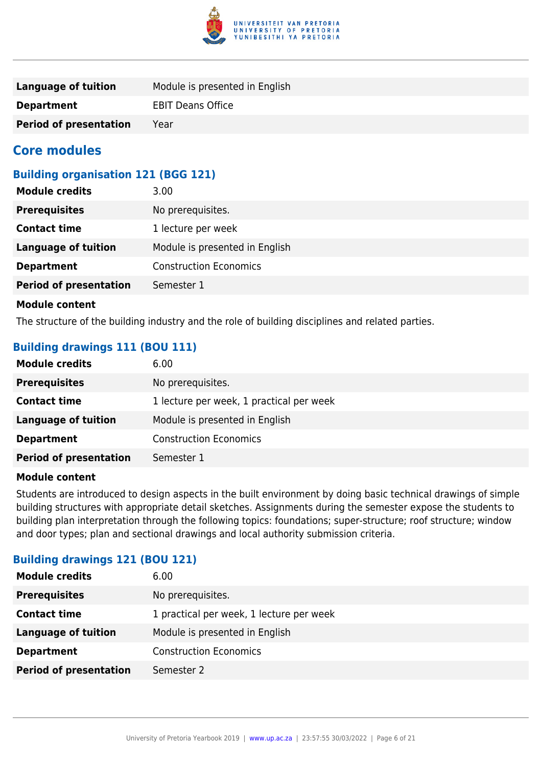| | |
|---|---|
| **Language of tuition** | Module is presented in English |
| **Department** | EBIT Deans Office |
| **Period of presentation** | Year |

## Core modules

### Building organisation 121 (BGG 121)

| | |
|---|---|
| **Module credits** | 3.00 |
| **Prerequisites** | No prerequisites. |
| **Contact time** | 1 lecture per week |
| **Language of tuition** | Module is presented in English |
| **Department** | Construction Economics |
| **Period of presentation** | Semester 1 |

**Module content**

The structure of the building industry and the role of building disciplines and related parties.

### Building drawings 111 (BOU 111)

| | |
|---|---|
| **Module credits** | 6.00 |
| **Prerequisites** | No prerequisites. |
| **Contact time** | 1 lecture per week, 1 practical per week |
| **Language of tuition** | Module is presented in English |
| **Department** | Construction Economics |
| **Period of presentation** | Semester 1 |

**Module content**

Students are introduced to design aspects in the built environment by doing basic technical drawings of simple building structures with appropriate detail sketches. Assignments during the semester expose the students to building plan interpretation through the following topics: foundations; super-structure; roof structure; window and door types; plan and sectional drawings and local authority submission criteria.

### Building drawings 121 (BOU 121)

| | |
|---|---|
| **Module credits** | 6.00 |
| **Prerequisites** | No prerequisites. |
| **Contact time** | 1 practical per week, 1 lecture per week |
| **Language of tuition** | Module is presented in English |
| **Department** | Construction Economics |
| **Period of presentation** | Semester 2 |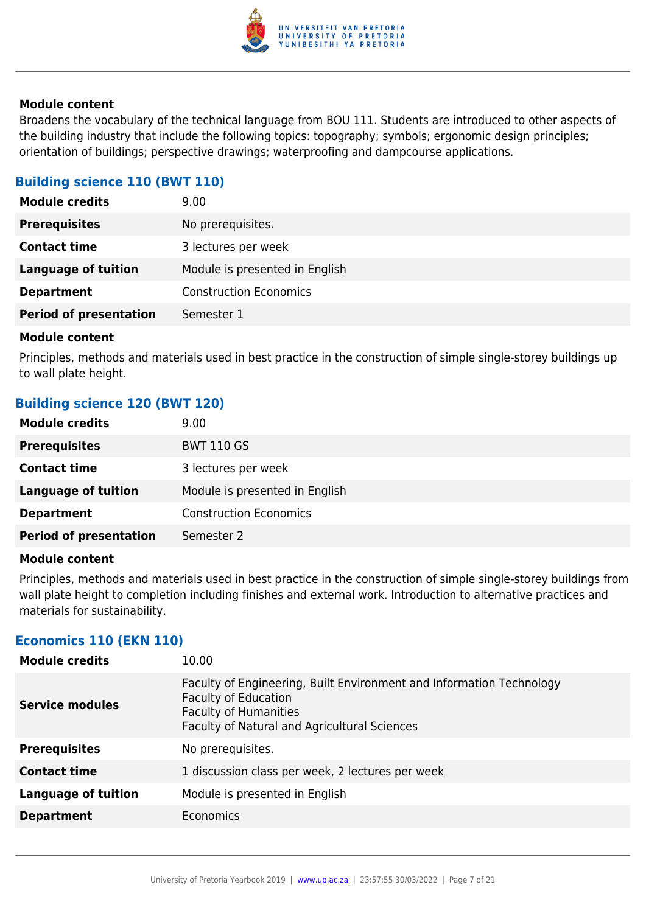**Module content**

Broadens the vocabulary of the technical language from BOU 111. Students are introduced to other aspects of the building industry that include the following topics: topography; symbols; ergonomic design principles; orientation of buildings; perspective drawings; waterproofing and dampcourse applications.

### Building science 110 (BWT 110)

| | |
|---|---|
| **Module credits** | 9.00 |
| **Prerequisites** | No prerequisites. |
| **Contact time** | 3 lectures per week |
| **Language of tuition** | Module is presented in English |
| **Department** | Construction Economics |
| **Period of presentation** | Semester 1 |

**Module content**

Principles, methods and materials used in best practice in the construction of simple single-storey buildings up to wall plate height.

### Building science 120 (BWT 120)

| | |
|---|---|
| **Module credits** | 9.00 |
| **Prerequisites** | BWT 110 GS |
| **Contact time** | 3 lectures per week |
| **Language of tuition** | Module is presented in English |
| **Department** | Construction Economics |
| **Period of presentation** | Semester 2 |

**Module content**

Principles, methods and materials used in best practice in the construction of simple single-storey buildings from wall plate height to completion including finishes and external work. Introduction to alternative practices and materials for sustainability.

### Economics 110 (EKN 110)

| | |
|---|---|
| **Module credits** | 10.00 |
| **Service modules** | Faculty of Engineering, Built Environment and Information Technology<br>Faculty of Education<br>Faculty of Humanities<br>Faculty of Natural and Agricultural Sciences |
| **Prerequisites** | No prerequisites. |
| **Contact time** | 1 discussion class per week, 2 lectures per week |
| **Language of tuition** | Module is presented in English |
| **Department** | Economics |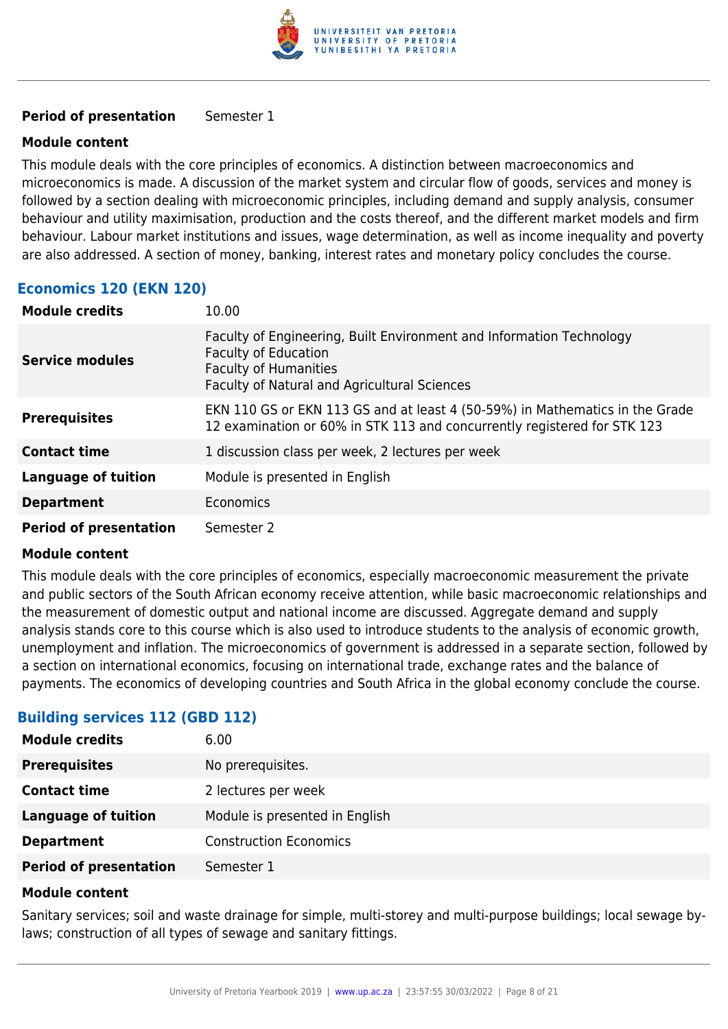| | |
|---|---|
| **Period of presentation** | Semester 1 |

**Module content**

This module deals with the core principles of economics. A distinction between macroeconomics and microeconomics is made. A discussion of the market system and circular flow of goods, services and money is followed by a section dealing with microeconomic principles, including demand and supply analysis, consumer behaviour and utility maximisation, production and the costs thereof, and the different market models and firm behaviour. Labour market institutions and issues, wage determination, as well as income inequality and poverty are also addressed. A section of money, banking, interest rates and monetary policy concludes the course.

### Economics 120 (EKN 120)

| | |
|---|---|
| **Module credits** | 10.00 |
| **Service modules** | Faculty of Engineering, Built Environment and Information Technology<br>Faculty of Education<br>Faculty of Humanities<br>Faculty of Natural and Agricultural Sciences |
| **Prerequisites** | EKN 110 GS or EKN 113 GS and at least 4 (50-59%) in Mathematics in the Grade 12 examination or 60% in STK 113 and concurrently registered for STK 123 |
| **Contact time** | 1 discussion class per week, 2 lectures per week |
| **Language of tuition** | Module is presented in English |
| **Department** | Economics |
| **Period of presentation** | Semester 2 |

**Module content**

This module deals with the core principles of economics, especially macroeconomic measurement the private and public sectors of the South African economy receive attention, while basic macroeconomic relationships and the measurement of domestic output and national income are discussed. Aggregate demand and supply analysis stands core to this course which is also used to introduce students to the analysis of economic growth, unemployment and inflation. The microeconomics of government is addressed in a separate section, followed by a section on international economics, focusing on international trade, exchange rates and the balance of payments. The economics of developing countries and South Africa in the global economy conclude the course.

### Building services 112 (GBD 112)

| | |
|---|---|
| **Module credits** | 6.00 |
| **Prerequisites** | No prerequisites. |
| **Contact time** | 2 lectures per week |
| **Language of tuition** | Module is presented in English |
| **Department** | Construction Economics |
| **Period of presentation** | Semester 1 |

**Module content**

Sanitary services; soil and waste drainage for simple, multi-storey and multi-purpose buildings; local sewage by-laws; construction of all types of sewage and sanitary fittings.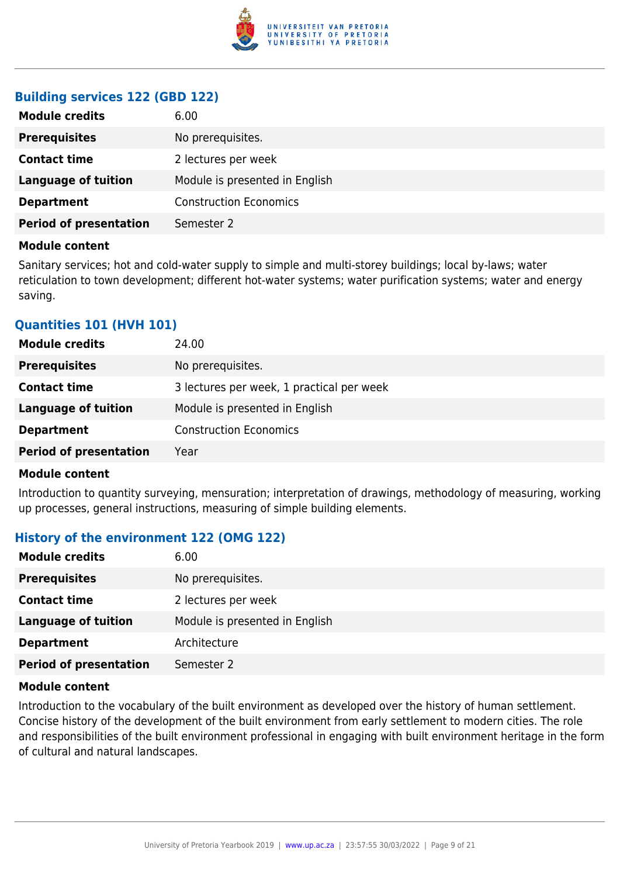### Building services 122 (GBD 122)

| | |
|---|---|
| **Module credits** | 6.00 |
| **Prerequisites** | No prerequisites. |
| **Contact time** | 2 lectures per week |
| **Language of tuition** | Module is presented in English |
| **Department** | Construction Economics |
| **Period of presentation** | Semester 2 |

**Module content**

Sanitary services; hot and cold-water supply to simple and multi-storey buildings; local by-laws; water reticulation to town development; different hot-water systems; water purification systems; water and energy saving.

### Quantities 101 (HVH 101)

| | |
|---|---|
| **Module credits** | 24.00 |
| **Prerequisites** | No prerequisites. |
| **Contact time** | 3 lectures per week, 1 practical per week |
| **Language of tuition** | Module is presented in English |
| **Department** | Construction Economics |
| **Period of presentation** | Year |

**Module content**

Introduction to quantity surveying, mensuration; interpretation of drawings, methodology of measuring, working up processes, general instructions, measuring of simple building elements.

### History of the environment 122 (OMG 122)

| | |
|---|---|
| **Module credits** | 6.00 |
| **Prerequisites** | No prerequisites. |
| **Contact time** | 2 lectures per week |
| **Language of tuition** | Module is presented in English |
| **Department** | Architecture |
| **Period of presentation** | Semester 2 |

**Module content**

Introduction to the vocabulary of the built environment as developed over the history of human settlement. Concise history of the development of the built environment from early settlement to modern cities. The role and responsibilities of the built environment professional in engaging with built environment heritage in the form of cultural and natural landscapes.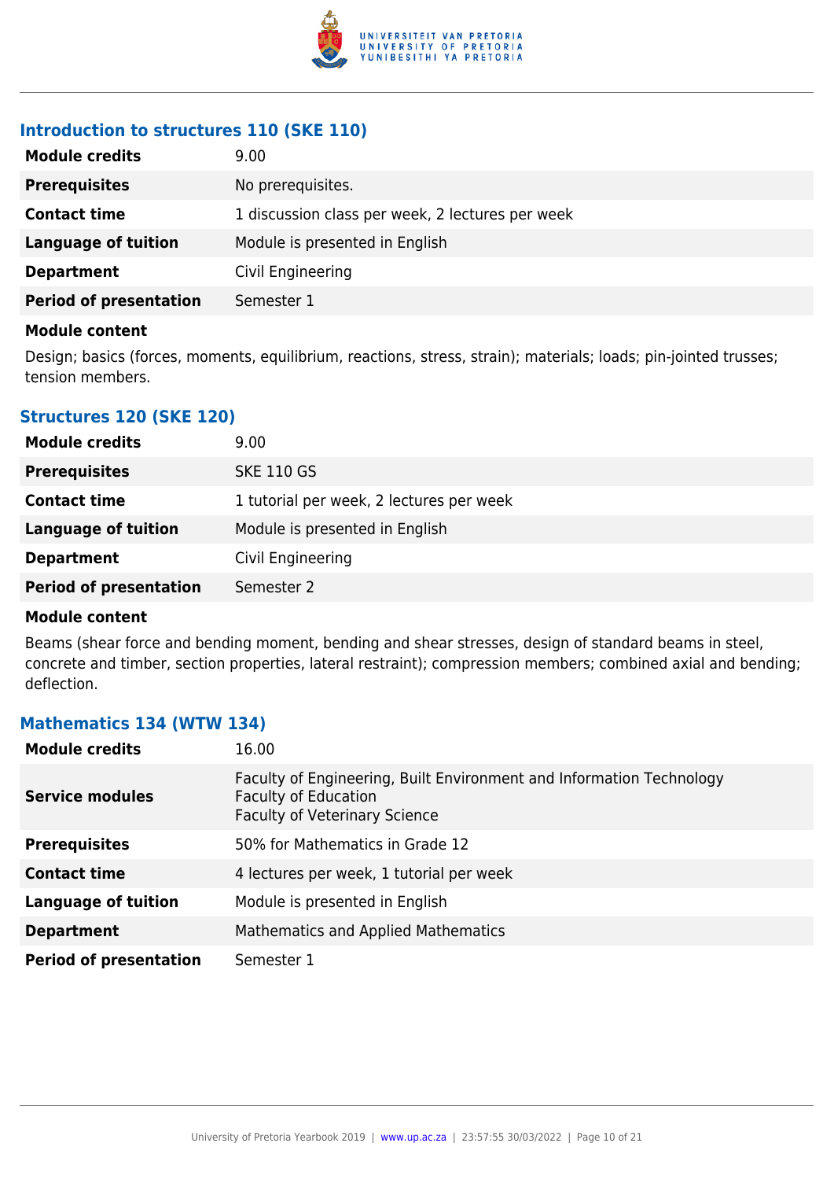### Introduction to structures 110 (SKE 110)

| | |
|---|---|
| **Module credits** | 9.00 |
| **Prerequisites** | No prerequisites. |
| **Contact time** | 1 discussion class per week, 2 lectures per week |
| **Language of tuition** | Module is presented in English |
| **Department** | Civil Engineering |
| **Period of presentation** | Semester 1 |

**Module content**

Design; basics (forces, moments, equilibrium, reactions, stress, strain); materials; loads; pin-jointed trusses; tension members.

### Structures 120 (SKE 120)

| | |
|---|---|
| **Module credits** | 9.00 |
| **Prerequisites** | SKE 110 GS |
| **Contact time** | 1 tutorial per week, 2 lectures per week |
| **Language of tuition** | Module is presented in English |
| **Department** | Civil Engineering |
| **Period of presentation** | Semester 2 |

**Module content**

Beams (shear force and bending moment, bending and shear stresses, design of standard beams in steel, concrete and timber, section properties, lateral restraint); compression members; combined axial and bending; deflection.

### Mathematics 134 (WTW 134)

| | |
|---|---|
| **Module credits** | 16.00 |
| **Service modules** | Faculty of Engineering, Built Environment and Information Technology<br>Faculty of Education<br>Faculty of Veterinary Science |
| **Prerequisites** | 50% for Mathematics in Grade 12 |
| **Contact time** | 4 lectures per week, 1 tutorial per week |
| **Language of tuition** | Module is presented in English |
| **Department** | Mathematics and Applied Mathematics |
| **Period of presentation** | Semester 1 |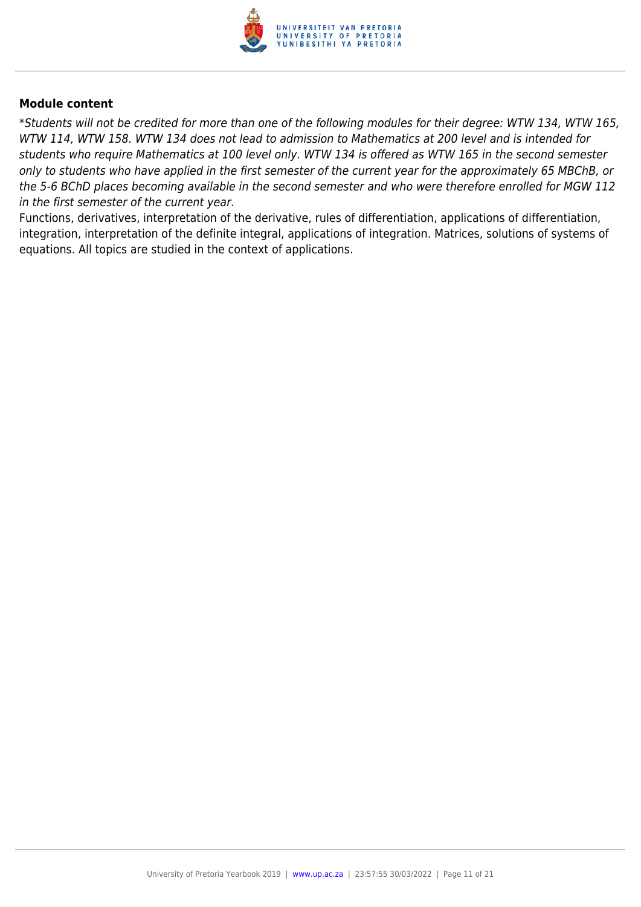### Module content

**Module content**

*\*Students will not be credited for more than one of the following modules for their degree: WTW 134, WTW 165, WTW 114, WTW 158. WTW 134 does not lead to admission to Mathematics at 200 level and is intended for students who require Mathematics at 100 level only. WTW 134 is offered as WTW 165 in the second semester only to students who have applied in the first semester of the current year for the approximately 65 MBChB, or the 5-6 BChD places becoming available in the second semester and who were therefore enrolled for MGW 112 in the first semester of the current year.*

Functions, derivatives, interpretation of the derivative, rules of differentiation, applications of differentiation, integration, interpretation of the definite integral, applications of integration. Matrices, solutions of systems of equations. All topics are studied in the context of applications.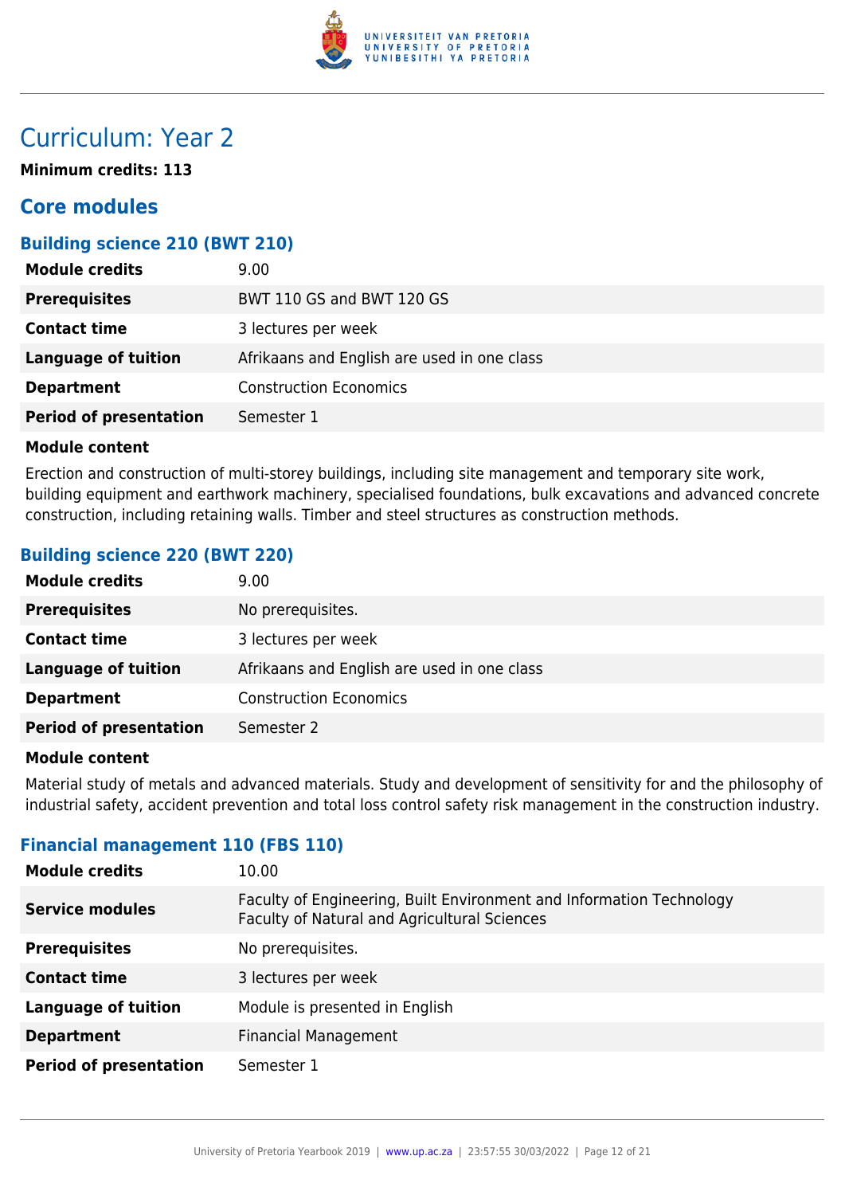# Curriculum: Year 2

**Minimum credits: 113**

## Core modules

### Building science 210 (BWT 210)

| | |
|---|---|
| **Module credits** | 9.00 |
| **Prerequisites** | BWT 110 GS and BWT 120 GS |
| **Contact time** | 3 lectures per week |
| **Language of tuition** | Afrikaans and English are used in one class |
| **Department** | Construction Economics |
| **Period of presentation** | Semester 1 |

**Module content**

Erection and construction of multi-storey buildings, including site management and temporary site work, building equipment and earthwork machinery, specialised foundations, bulk excavations and advanced concrete construction, including retaining walls. Timber and steel structures as construction methods.

### Building science 220 (BWT 220)

| | |
|---|---|
| **Module credits** | 9.00 |
| **Prerequisites** | No prerequisites. |
| **Contact time** | 3 lectures per week |
| **Language of tuition** | Afrikaans and English are used in one class |
| **Department** | Construction Economics |
| **Period of presentation** | Semester 2 |

**Module content**

Material study of metals and advanced materials. Study and development of sensitivity for and the philosophy of industrial safety, accident prevention and total loss control safety risk management in the construction industry.

### Financial management 110 (FBS 110)

| | |
|---|---|
| **Module credits** | 10.00 |
| **Service modules** | Faculty of Engineering, Built Environment and Information Technology<br>Faculty of Natural and Agricultural Sciences |
| **Prerequisites** | No prerequisites. |
| **Contact time** | 3 lectures per week |
| **Language of tuition** | Module is presented in English |
| **Department** | Financial Management |
| **Period of presentation** | Semester 1 |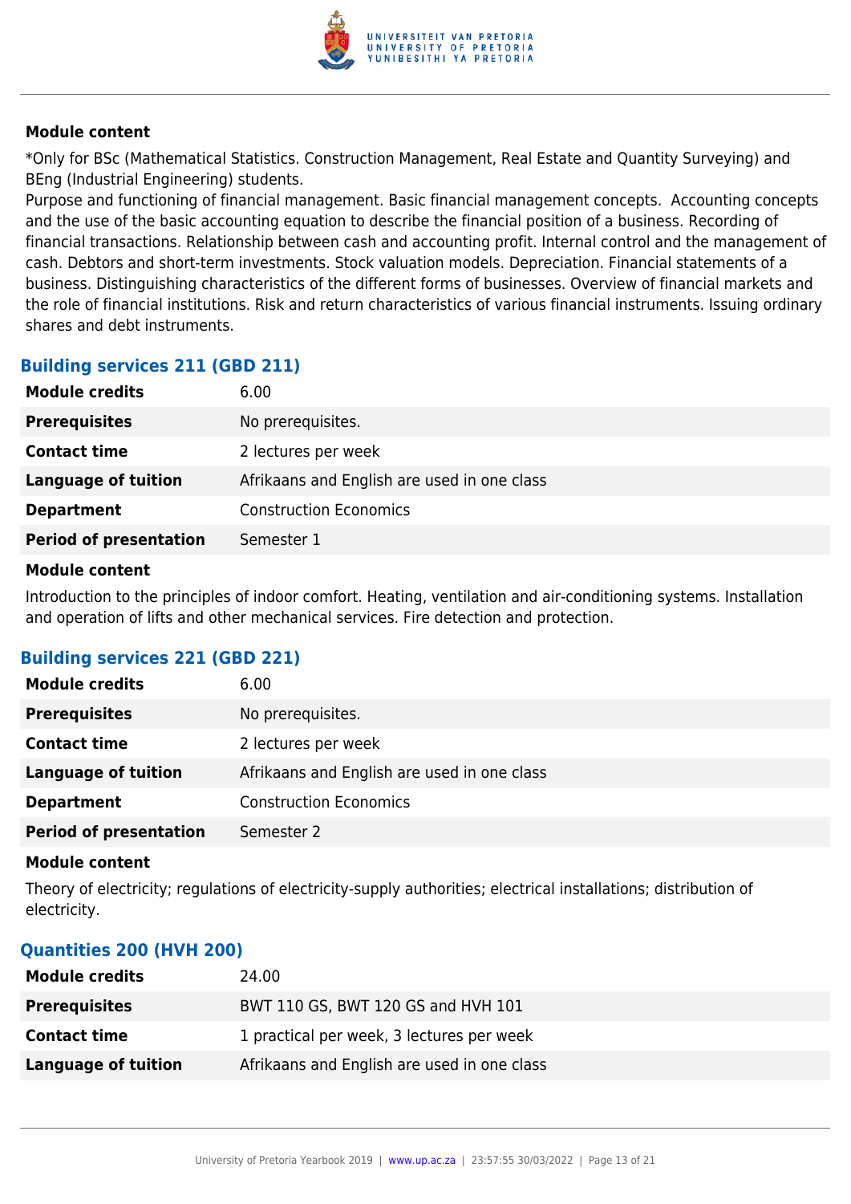**Module content**

*Only for BSc (Mathematical Statistics. Construction Management, Real Estate and Quantity Surveying) and BEng (Industrial Engineering) students.
Purpose and functioning of financial management. Basic financial management concepts. Accounting concepts and the use of the basic accounting equation to describe the financial position of a business. Recording of financial transactions. Relationship between cash and accounting profit. Internal control and the management of cash. Debtors and short-term investments. Stock valuation models. Depreciation. Financial statements of a business. Distinguishing characteristics of the different forms of businesses. Overview of financial markets and the role of financial institutions. Risk and return characteristics of various financial instruments. Issuing ordinary shares and debt instruments.

### Building services 211 (GBD 211)

| | |
|---|---|
| **Module credits** | 6.00 |
| **Prerequisites** | No prerequisites. |
| **Contact time** | 2 lectures per week |
| **Language of tuition** | Afrikaans and English are used in one class |
| **Department** | Construction Economics |
| **Period of presentation** | Semester 1 |

**Module content**

Introduction to the principles of indoor comfort. Heating, ventilation and air-conditioning systems. Installation and operation of lifts and other mechanical services. Fire detection and protection.

### Building services 221 (GBD 221)

| | |
|---|---|
| **Module credits** | 6.00 |
| **Prerequisites** | No prerequisites. |
| **Contact time** | 2 lectures per week |
| **Language of tuition** | Afrikaans and English are used in one class |
| **Department** | Construction Economics |
| **Period of presentation** | Semester 2 |

**Module content**

Theory of electricity; regulations of electricity-supply authorities; electrical installations; distribution of electricity.

### Quantities 200 (HVH 200)

| | |
|---|---|
| **Module credits** | 24.00 |
| **Prerequisites** | BWT 110 GS, BWT 120 GS and HVH 101 |
| **Contact time** | 1 practical per week, 3 lectures per week |
| **Language of tuition** | Afrikaans and English are used in one class |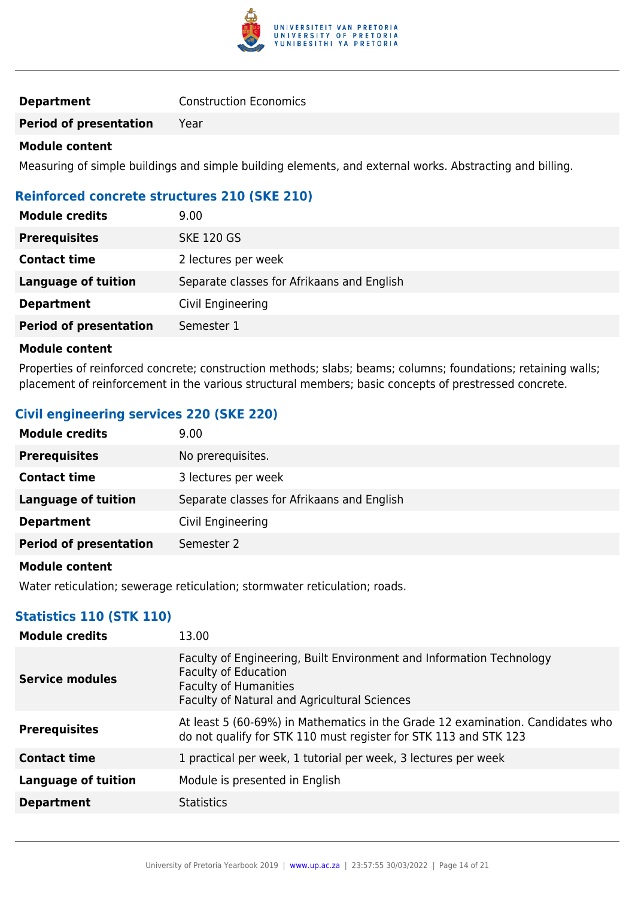| | |
|---|---|
| **Department** | Construction Economics |
| **Period of presentation** | Year |

**Module content**

Measuring of simple buildings and simple building elements, and external works. Abstracting and billing.

### Reinforced concrete structures 210 (SKE 210)

| | |
|---|---|
| **Module credits** | 9.00 |
| **Prerequisites** | SKE 120 GS |
| **Contact time** | 2 lectures per week |
| **Language of tuition** | Separate classes for Afrikaans and English |
| **Department** | Civil Engineering |
| **Period of presentation** | Semester 1 |

**Module content**

Properties of reinforced concrete; construction methods; slabs; beams; columns; foundations; retaining walls; placement of reinforcement in the various structural members; basic concepts of prestressed concrete.

### Civil engineering services 220 (SKE 220)

| | |
|---|---|
| **Module credits** | 9.00 |
| **Prerequisites** | No prerequisites. |
| **Contact time** | 3 lectures per week |
| **Language of tuition** | Separate classes for Afrikaans and English |
| **Department** | Civil Engineering |
| **Period of presentation** | Semester 2 |

**Module content**

Water reticulation; sewerage reticulation; stormwater reticulation; roads.

### Statistics 110 (STK 110)

| | |
|---|---|
| **Module credits** | 13.00 |
| **Service modules** | Faculty of Engineering, Built Environment and Information Technology<br>Faculty of Education<br>Faculty of Humanities<br>Faculty of Natural and Agricultural Sciences |
| **Prerequisites** | At least 5 (60-69%) in Mathematics in the Grade 12 examination. Candidates who do not qualify for STK 110 must register for STK 113 and STK 123 |
| **Contact time** | 1 practical per week, 1 tutorial per week, 3 lectures per week |
| **Language of tuition** | Module is presented in English |
| **Department** | Statistics |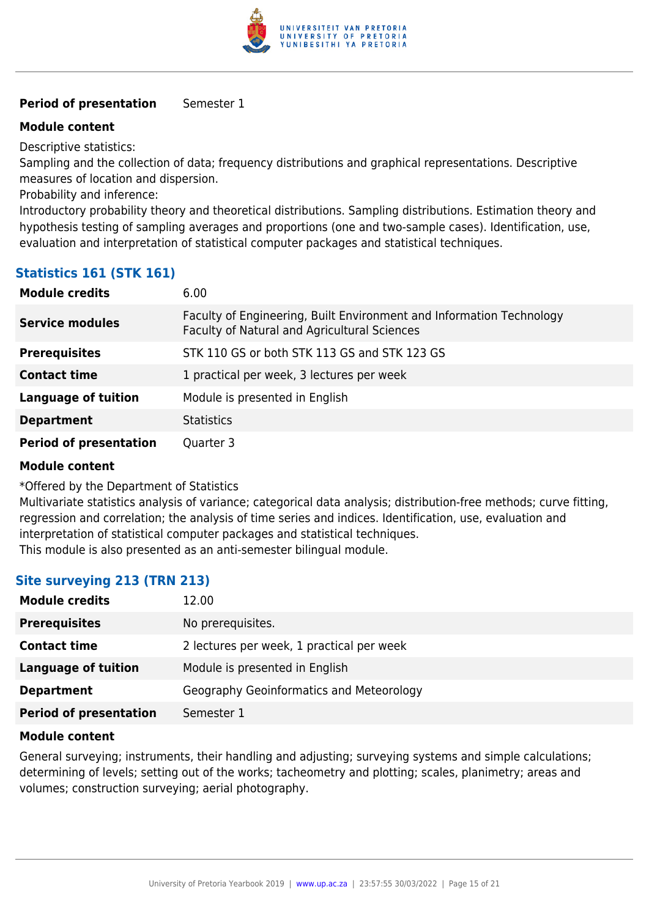| | |
|---|---|
| **Period of presentation** | Semester 1 |

**Module content**

Descriptive statistics:
Sampling and the collection of data; frequency distributions and graphical representations. Descriptive measures of location and dispersion.
Probability and inference:
Introductory probability theory and theoretical distributions. Sampling distributions. Estimation theory and hypothesis testing of sampling averages and proportions (one and two-sample cases). Identification, use, evaluation and interpretation of statistical computer packages and statistical techniques.

### Statistics 161 (STK 161)

| | |
|---|---|
| **Module credits** | 6.00 |
| **Service modules** | Faculty of Engineering, Built Environment and Information Technology<br>Faculty of Natural and Agricultural Sciences |
| **Prerequisites** | STK 110 GS or both STK 113 GS and STK 123 GS |
| **Contact time** | 1 practical per week, 3 lectures per week |
| **Language of tuition** | Module is presented in English |
| **Department** | Statistics |
| **Period of presentation** | Quarter 3 |

**Module content**

*Offered by the Department of Statistics
Multivariate statistics analysis of variance; categorical data analysis; distribution-free methods; curve fitting, regression and correlation; the analysis of time series and indices. Identification, use, evaluation and interpretation of statistical computer packages and statistical techniques.
This module is also presented as an anti-semester bilingual module.

### Site surveying 213 (TRN 213)

| | |
|---|---|
| **Module credits** | 12.00 |
| **Prerequisites** | No prerequisites. |
| **Contact time** | 2 lectures per week, 1 practical per week |
| **Language of tuition** | Module is presented in English |
| **Department** | Geography Geoinformatics and Meteorology |
| **Period of presentation** | Semester 1 |

**Module content**

General surveying; instruments, their handling and adjusting; surveying systems and simple calculations; determining of levels; setting out of the works; tacheometry and plotting; scales, planimetry; areas and volumes; construction surveying; aerial photography.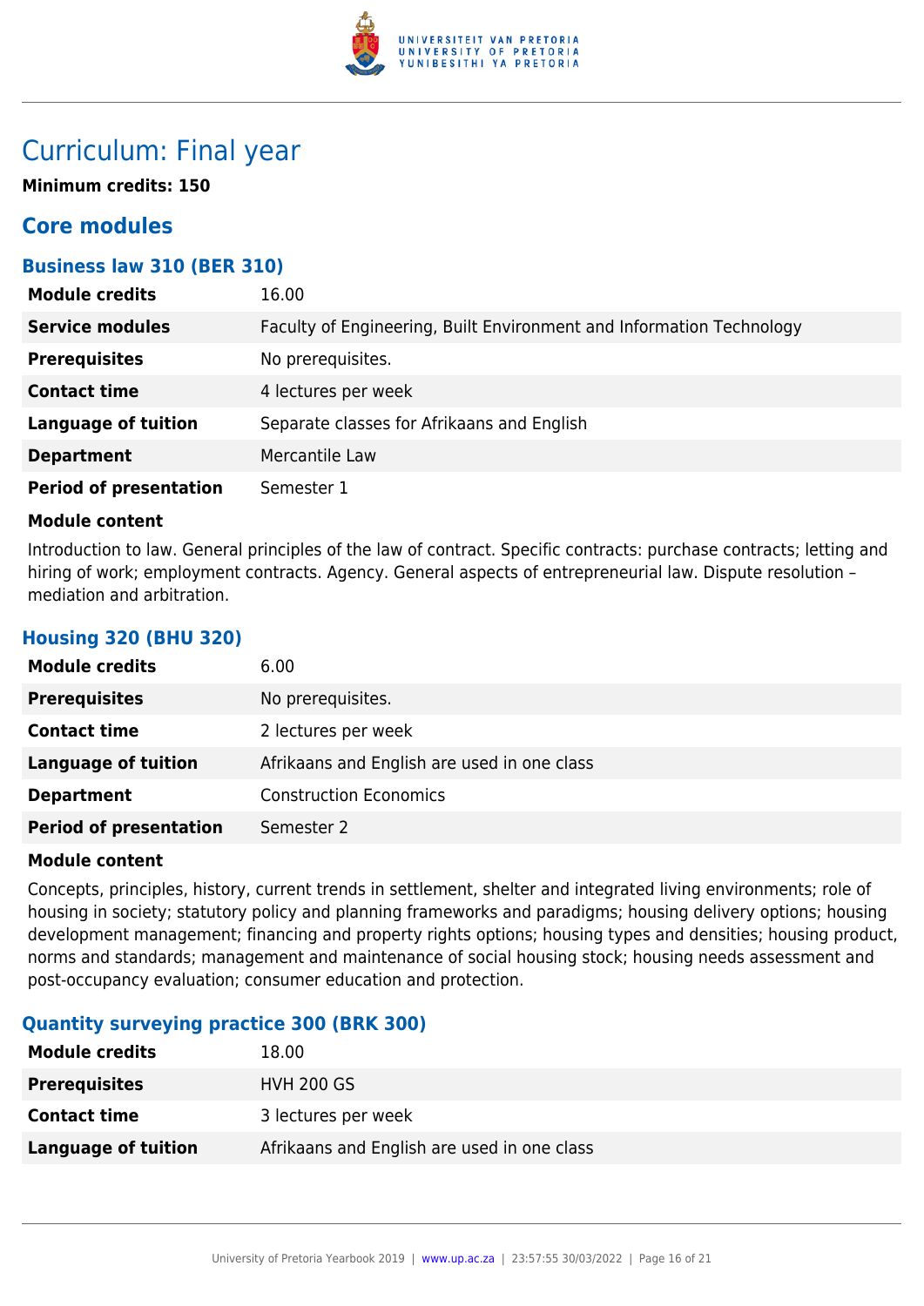# Curriculum: Final year

**Minimum credits: 150**

## Core modules

### Business law 310 (BER 310)

| | |
|---|---|
| **Module credits** | 16.00 |
| **Service modules** | Faculty of Engineering, Built Environment and Information Technology |
| **Prerequisites** | No prerequisites. |
| **Contact time** | 4 lectures per week |
| **Language of tuition** | Separate classes for Afrikaans and English |
| **Department** | Mercantile Law |
| **Period of presentation** | Semester 1 |

**Module content**

Introduction to law. General principles of the law of contract. Specific contracts: purchase contracts; letting and hiring of work; employment contracts. Agency. General aspects of entrepreneurial law. Dispute resolution – mediation and arbitration.

### Housing 320 (BHU 320)

| | |
|---|---|
| **Module credits** | 6.00 |
| **Prerequisites** | No prerequisites. |
| **Contact time** | 2 lectures per week |
| **Language of tuition** | Afrikaans and English are used in one class |
| **Department** | Construction Economics |
| **Period of presentation** | Semester 2 |

**Module content**

Concepts, principles, history, current trends in settlement, shelter and integrated living environments; role of housing in society; statutory policy and planning frameworks and paradigms; housing delivery options; housing development management; financing and property rights options; housing types and densities; housing product, norms and standards; management and maintenance of social housing stock; housing needs assessment and post-occupancy evaluation; consumer education and protection.

### Quantity surveying practice 300 (BRK 300)

| | |
|---|---|
| **Module credits** | 18.00 |
| **Prerequisites** | HVH 200 GS |
| **Contact time** | 3 lectures per week |
| **Language of tuition** | Afrikaans and English are used in one class |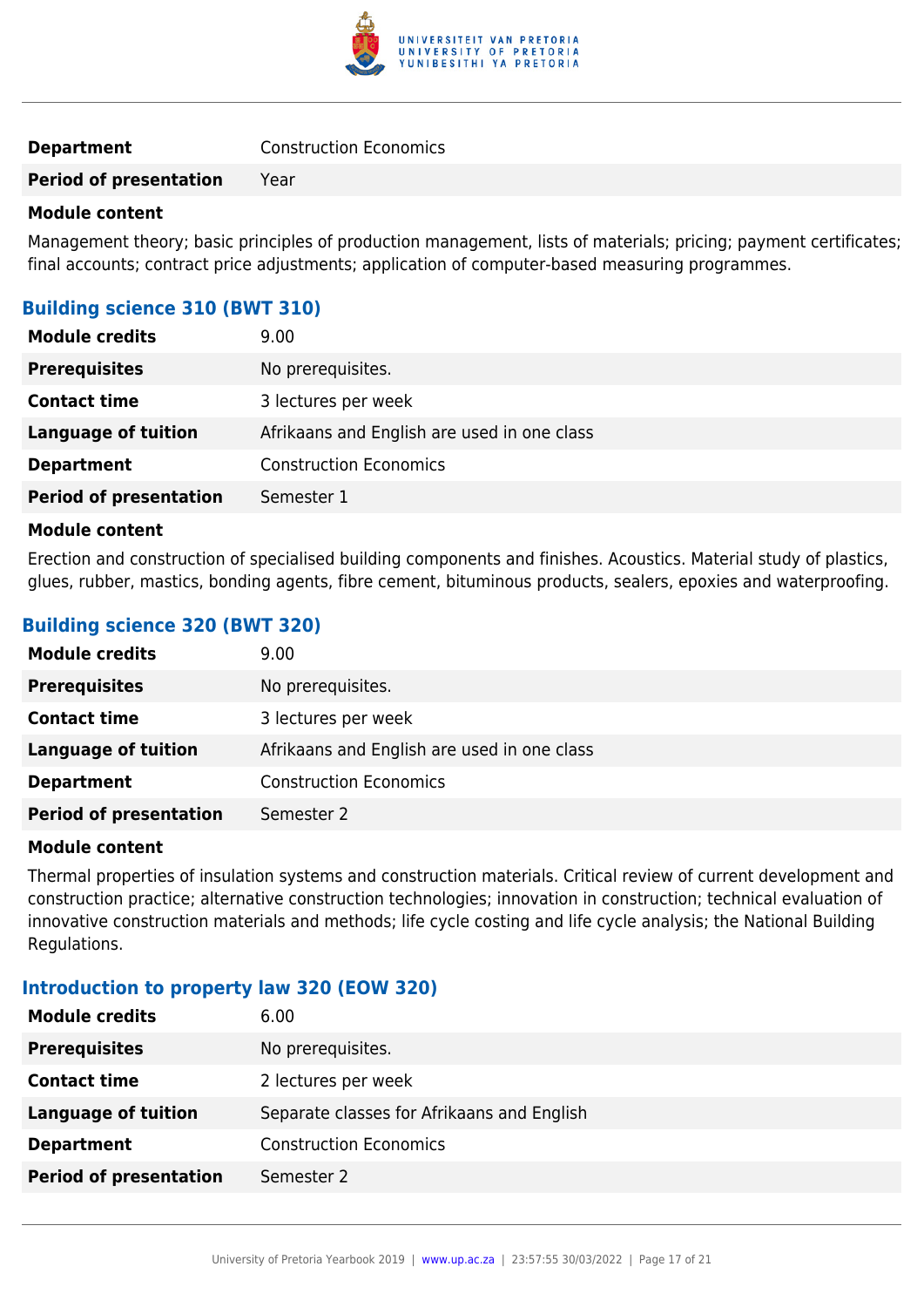| | |
|---|---|
| **Department** | Construction Economics |
| **Period of presentation** | Year |

**Module content**

Management theory; basic principles of production management, lists of materials; pricing; payment certificates; final accounts; contract price adjustments; application of computer-based measuring programmes.

### Building science 310 (BWT 310)

| | |
|---|---|
| **Module credits** | 9.00 |
| **Prerequisites** | No prerequisites. |
| **Contact time** | 3 lectures per week |
| **Language of tuition** | Afrikaans and English are used in one class |
| **Department** | Construction Economics |
| **Period of presentation** | Semester 1 |

**Module content**

Erection and construction of specialised building components and finishes. Acoustics. Material study of plastics, glues, rubber, mastics, bonding agents, fibre cement, bituminous products, sealers, epoxies and waterproofing.

### Building science 320 (BWT 320)

| | |
|---|---|
| **Module credits** | 9.00 |
| **Prerequisites** | No prerequisites. |
| **Contact time** | 3 lectures per week |
| **Language of tuition** | Afrikaans and English are used in one class |
| **Department** | Construction Economics |
| **Period of presentation** | Semester 2 |

**Module content**

Thermal properties of insulation systems and construction materials. Critical review of current development and construction practice; alternative construction technologies; innovation in construction; technical evaluation of innovative construction materials and methods; life cycle costing and life cycle analysis; the National Building Regulations.

### Introduction to property law 320 (EOW 320)

| | |
|---|---|
| **Module credits** | 6.00 |
| **Prerequisites** | No prerequisites. |
| **Contact time** | 2 lectures per week |
| **Language of tuition** | Separate classes for Afrikaans and English |
| **Department** | Construction Economics |
| **Period of presentation** | Semester 2 |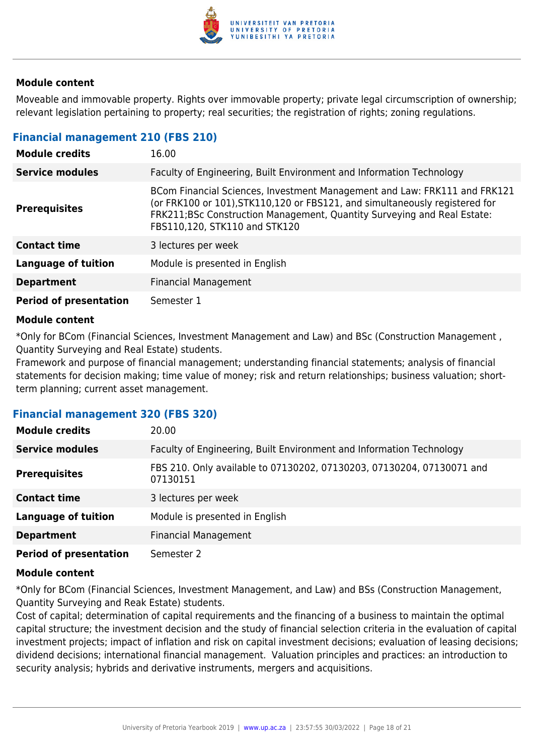#### Module content

Moveable and immovable property. Rights over immovable property; private legal circumscription of ownership; relevant legislation pertaining to property; real securities; the registration of rights; zoning regulations.

### Financial management 210 (FBS 210)

| | |
|---|---|
| **Module credits** | 16.00 |
| **Service modules** | Faculty of Engineering, Built Environment and Information Technology |
| **Prerequisites** | BCom Financial Sciences, Investment Management and Law: FRK111 and FRK121 (or FRK100 or 101),STK110,120 or FBS121, and simultaneously registered for FRK211;BSc Construction Management, Quantity Surveying and Real Estate: FBS110,120, STK110 and STK120 |
| **Contact time** | 3 lectures per week |
| **Language of tuition** | Module is presented in English |
| **Department** | Financial Management |
| **Period of presentation** | Semester 1 |

#### Module content

*Only for BCom (Financial Sciences, Investment Management and Law) and BSc (Construction Management , Quantity Surveying and Real Estate) students.
Framework and purpose of financial management; understanding financial statements; analysis of financial statements for decision making; time value of money; risk and return relationships; business valuation; short-term planning; current asset management.

### Financial management 320 (FBS 320)

| | |
|---|---|
| **Module credits** | 20.00 |
| **Service modules** | Faculty of Engineering, Built Environment and Information Technology |
| **Prerequisites** | FBS 210. Only available to 07130202, 07130203, 07130204, 07130071 and 07130151 |
| **Contact time** | 3 lectures per week |
| **Language of tuition** | Module is presented in English |
| **Department** | Financial Management |
| **Period of presentation** | Semester 2 |

#### Module content

*Only for BCom (Financial Sciences, Investment Management, and Law) and BSs (Construction Management, Quantity Surveying and Reak Estate) students.
Cost of capital; determination of capital requirements and the financing of a business to maintain the optimal capital structure; the investment decision and the study of financial selection criteria in the evaluation of capital investment projects; impact of inflation and risk on capital investment decisions; evaluation of leasing decisions; dividend decisions; international financial management. Valuation principles and practices: an introduction to security analysis; hybrids and derivative instruments, mergers and acquisitions.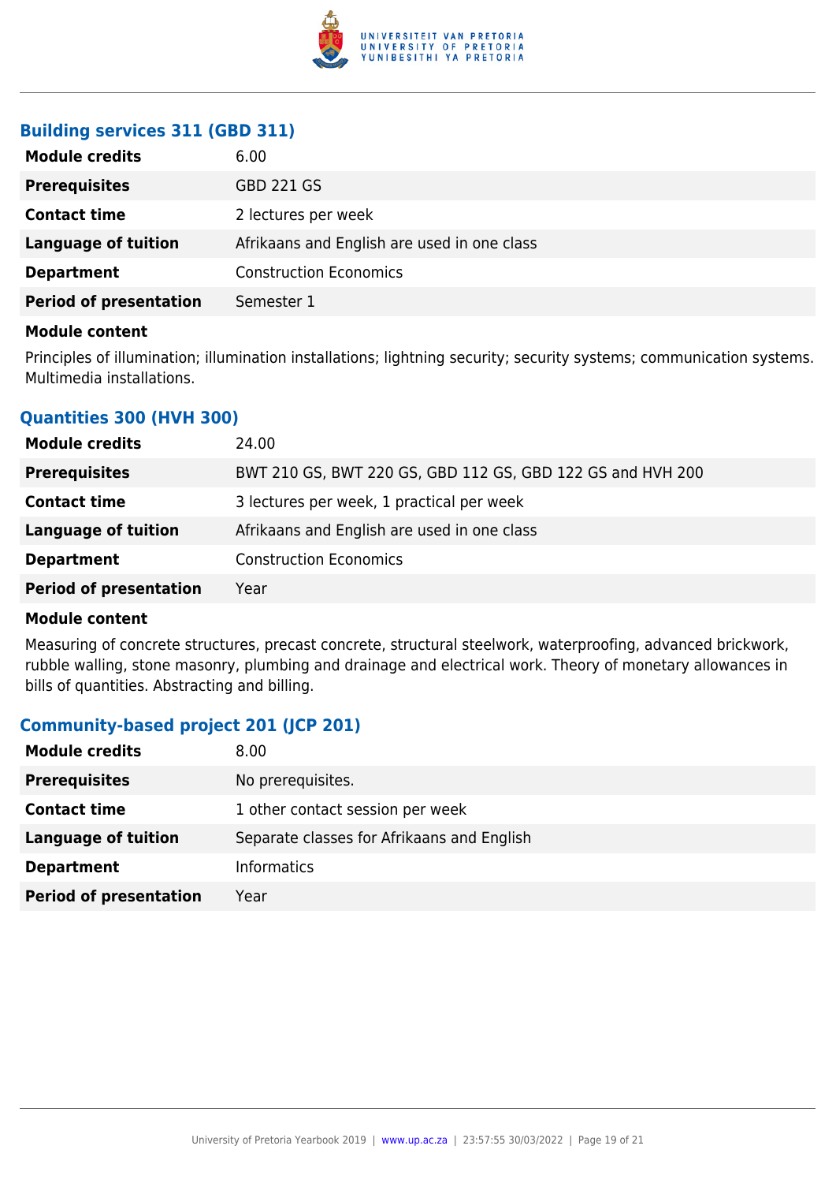### Building services 311 (GBD 311)

| | |
|---|---|
| **Module credits** | 6.00 |
| **Prerequisites** | GBD 221 GS |
| **Contact time** | 2 lectures per week |
| **Language of tuition** | Afrikaans and English are used in one class |
| **Department** | Construction Economics |
| **Period of presentation** | Semester 1 |

**Module content**

Principles of illumination; illumination installations; lightning security; security systems; communication systems. Multimedia installations.

### Quantities 300 (HVH 300)

| | |
|---|---|
| **Module credits** | 24.00 |
| **Prerequisites** | BWT 210 GS, BWT 220 GS, GBD 112 GS, GBD 122 GS and HVH 200 |
| **Contact time** | 3 lectures per week, 1 practical per week |
| **Language of tuition** | Afrikaans and English are used in one class |
| **Department** | Construction Economics |
| **Period of presentation** | Year |

**Module content**

Measuring of concrete structures, precast concrete, structural steelwork, waterproofing, advanced brickwork, rubble walling, stone masonry, plumbing and drainage and electrical work. Theory of monetary allowances in bills of quantities. Abstracting and billing.

### Community-based project 201 (JCP 201)

| | |
|---|---|
| **Module credits** | 8.00 |
| **Prerequisites** | No prerequisites. |
| **Contact time** | 1 other contact session per week |
| **Language of tuition** | Separate classes for Afrikaans and English |
| **Department** | Informatics |
| **Period of presentation** | Year |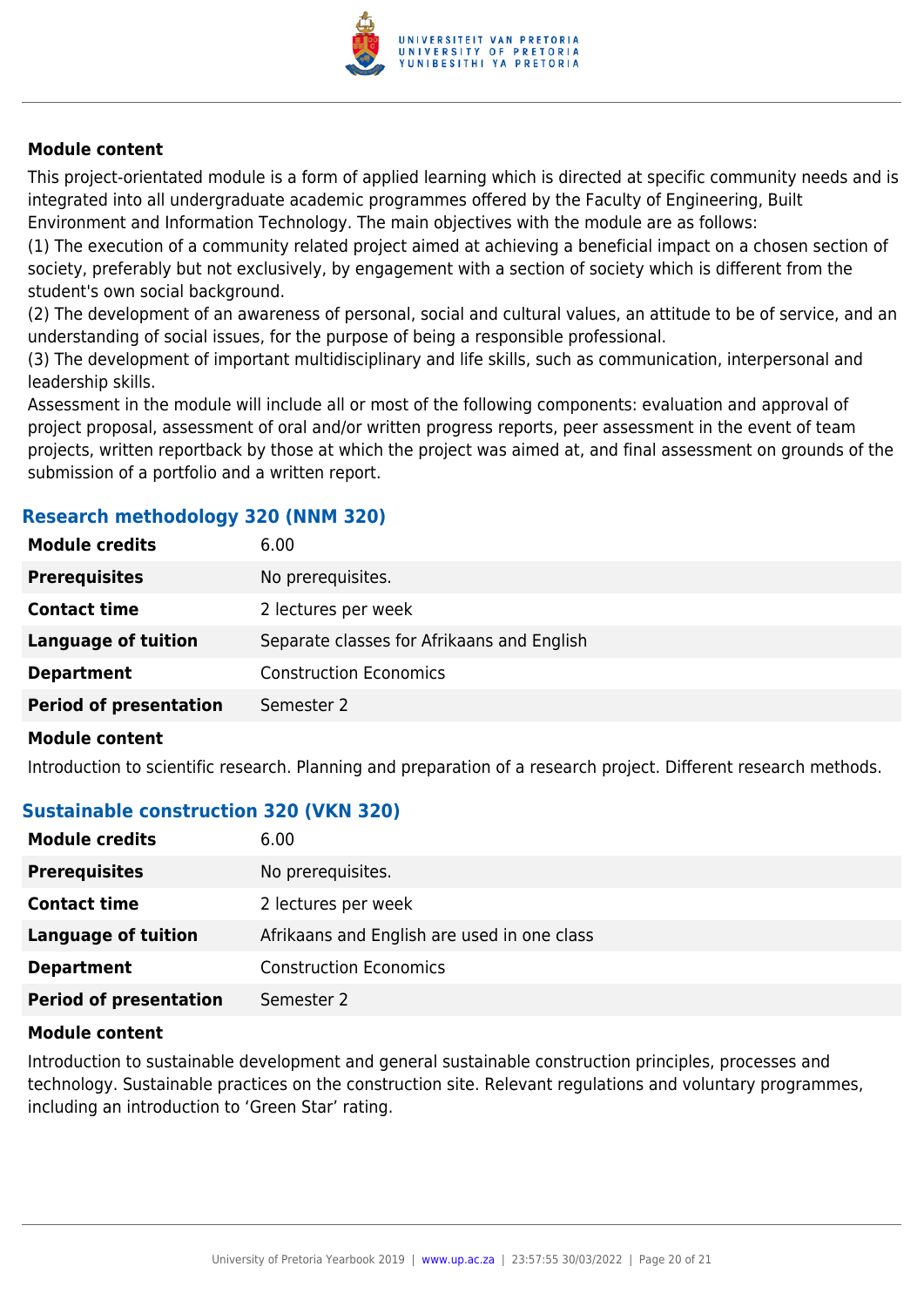**Module content**

This project-orientated module is a form of applied learning which is directed at specific community needs and is integrated into all undergraduate academic programmes offered by the Faculty of Engineering, Built Environment and Information Technology. The main objectives with the module are as follows:
(1) The execution of a community related project aimed at achieving a beneficial impact on a chosen section of society, preferably but not exclusively, by engagement with a section of society which is different from the student's own social background.
(2) The development of an awareness of personal, social and cultural values, an attitude to be of service, and an understanding of social issues, for the purpose of being a responsible professional.
(3) The development of important multidisciplinary and life skills, such as communication, interpersonal and leadership skills.
Assessment in the module will include all or most of the following components: evaluation and approval of project proposal, assessment of oral and/or written progress reports, peer assessment in the event of team projects, written reportback by those at which the project was aimed at, and final assessment on grounds of the submission of a portfolio and a written report.

### Research methodology 320 (NNM 320)

| | |
|---|---|
| **Module credits** | 6.00 |
| **Prerequisites** | No prerequisites. |
| **Contact time** | 2 lectures per week |
| **Language of tuition** | Separate classes for Afrikaans and English |
| **Department** | Construction Economics |
| **Period of presentation** | Semester 2 |

**Module content**

Introduction to scientific research. Planning and preparation of a research project. Different research methods.

### Sustainable construction 320 (VKN 320)

| | |
|---|---|
| **Module credits** | 6.00 |
| **Prerequisites** | No prerequisites. |
| **Contact time** | 2 lectures per week |
| **Language of tuition** | Afrikaans and English are used in one class |
| **Department** | Construction Economics |
| **Period of presentation** | Semester 2 |

**Module content**

Introduction to sustainable development and general sustainable construction principles, processes and technology. Sustainable practices on the construction site. Relevant regulations and voluntary programmes, including an introduction to 'Green Star' rating.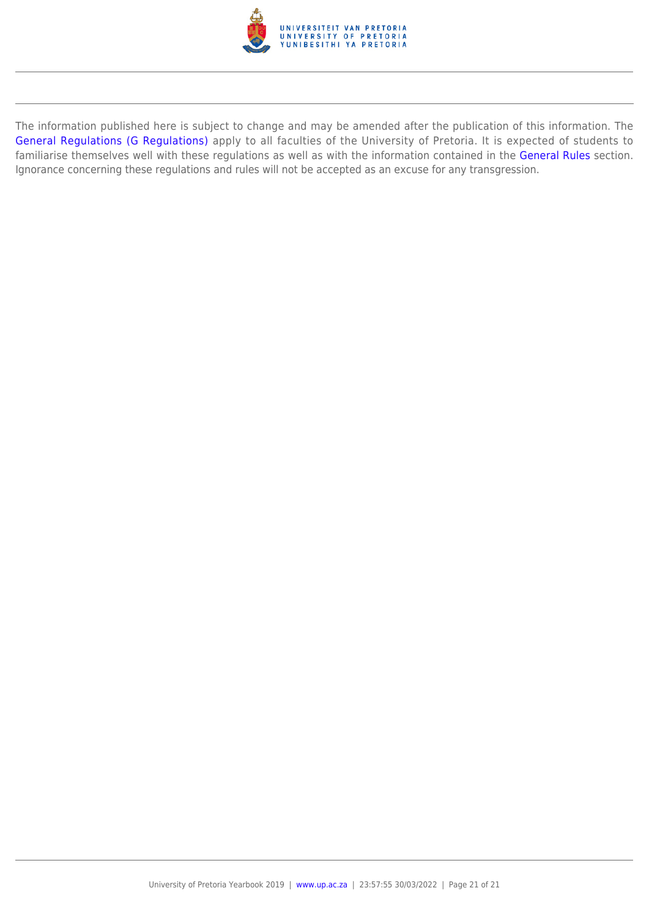The information published here is subject to change and may be amended after the publication of this information. The General Regulations (G Regulations) apply to all faculties of the University of Pretoria. It is expected of students to familiarise themselves well with these regulations as well as with the information contained in the General Rules section. Ignorance concerning these regulations and rules will not be accepted as an excuse for any transgression.